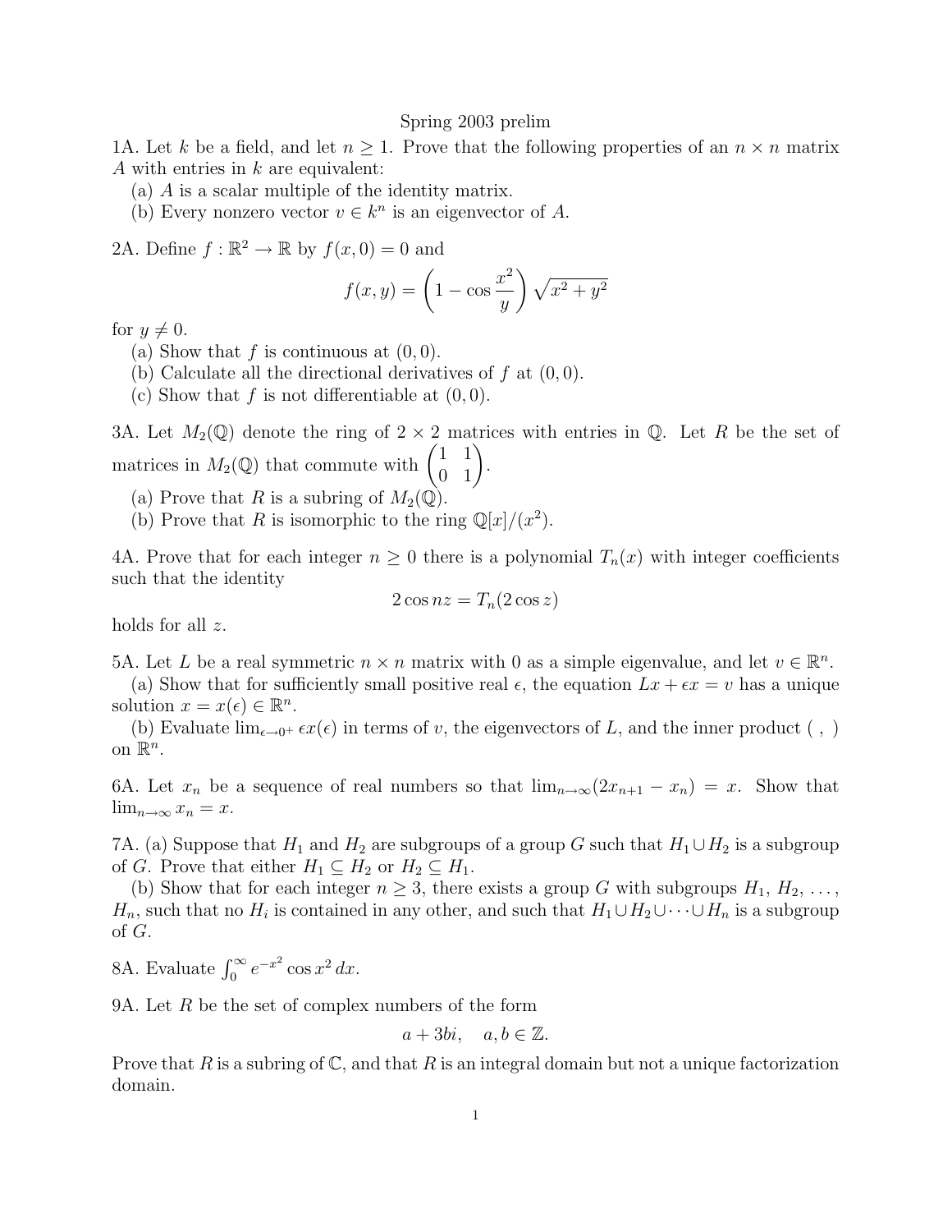Spring 2003 prelim

1A. Let $k$ be a field, and let $n \geq 1$. Prove that the following properties of an $n \times n$ matrix $A$ with entries in $k$ are equivalent:

(a) $A$ is a scalar multiple of the identity matrix.

(b) Every nonzero vector $v \in k^n$ is an eigenvector of $A$.

2A. Define $f : \mathbb{R}^2 \to \mathbb{R}$ by $f(x, 0) = 0$ and

$$f(x, y) = \left(1 - \cos \frac{x^2}{y}\right) \sqrt{x^2 + y^2}$$

for $y \neq 0$.

(a) Show that $f$ is continuous at $(0, 0)$.

(b) Calculate all the directional derivatives of $f$ at $(0, 0)$.

(c) Show that $f$ is not differentiable at $(0, 0)$.

3A. Let $M_2(\mathbb{Q})$ denote the ring of $2 \times 2$ matrices with entries in $\mathbb{Q}$. Let $R$ be the set of matrices in $M_2(\mathbb{Q})$ that commute with $\begin{pmatrix} 1 & 1 \\ 0 & 1 \end{pmatrix}$.

(a) Prove that $R$ is a subring of $M_2(\mathbb{Q})$.

(b) Prove that $R$ is isomorphic to the ring $\mathbb{Q}[x]/(x^2)$.

4A. Prove that for each integer $n \geq 0$ there is a polynomial $T_n(x)$ with integer coefficients such that the identity

$$2 \cos nz = T_n(2 \cos z)$$

holds for all $z$.

5A. Let $L$ be a real symmetric $n \times n$ matrix with 0 as a simple eigenvalue, and let $v \in \mathbb{R}^n$.

(a) Show that for sufficiently small positive real $\epsilon$, the equation $Lx + \epsilon x = v$ has a unique solution $x = x(\epsilon) \in \mathbb{R}^n$.

(b) Evaluate $\lim_{\epsilon \to 0^+} \epsilon x(\epsilon)$ in terms of $v$, the eigenvectors of $L$, and the inner product $( \ , \ )$ on $\mathbb{R}^n$.

6A. Let $x_n$ be a sequence of real numbers so that $\lim_{n\to\infty}(2x_{n+1} - x_n) = x$. Show that $\lim_{n\to\infty} x_n = x$.

7A. (a) Suppose that $H_1$ and $H_2$ are subgroups of a group $G$ such that $H_1 \cup H_2$ is a subgroup of $G$. Prove that either $H_1 \subseteq H_2$ or $H_2 \subseteq H_1$.

(b) Show that for each integer $n \geq 3$, there exists a group $G$ with subgroups $H_1, H_2, \ldots, H_n$, such that no $H_i$ is contained in any other, and such that $H_1 \cup H_2 \cup \cdots \cup H_n$ is a subgroup of $G$.

8A. Evaluate $\int_0^\infty e^{-x^2} \cos x^2 \, dx$.

9A. Let $R$ be the set of complex numbers of the form

$$a + 3bi, \quad a, b \in \mathbb{Z}.$$

Prove that $R$ is a subring of $\mathbb{C}$, and that $R$ is an integral domain but not a unique factorization domain.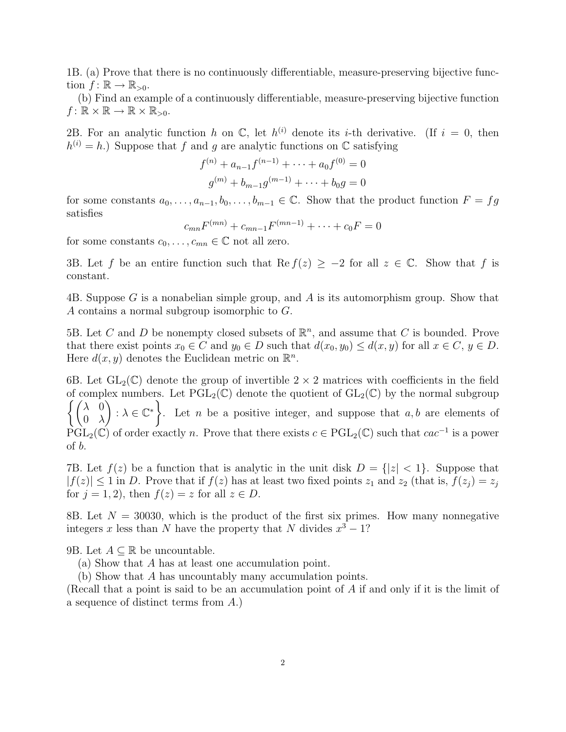1B. (a) Prove that there is no continuously differentiable, measure-preserving bijective function $f: \mathbb{R} \to \mathbb{R}_{>0}$.

(b) Find an example of a continuously differentiable, measure-preserving bijective function $f: \mathbb{R} \times \mathbb{R} \to \mathbb{R} \times \mathbb{R}_{>0}$.

2B. For an analytic function $h$ on $\mathbb{C}$, let $h^{(i)}$ denote its $i$-th derivative. (If $i = 0$, then $h^{(i)} = h$.) Suppose that $f$ and $g$ are analytic functions on $\mathbb{C}$ satisfying

$$f^{(n)} + a_{n-1}f^{(n-1)} + \cdots + a_0 f^{(0)} = 0$$
$$g^{(m)} + b_{m-1}g^{(m-1)} + \cdots + b_0 g = 0$$

for some constants $a_0, \ldots, a_{n-1}, b_0, \ldots, b_{m-1} \in \mathbb{C}$. Show that the product function $F = fg$ satisfies

$$c_{mn}F^{(mn)} + c_{mn-1}F^{(mn-1)} + \cdots + c_0 F = 0$$

for some constants $c_0, \ldots, c_{mn} \in \mathbb{C}$ not all zero.

3B. Let $f$ be an entire function such that $\operatorname{Re} f(z) \geq -2$ for all $z \in \mathbb{C}$. Show that $f$ is constant.

4B. Suppose $G$ is a nonabelian simple group, and $A$ is its automorphism group. Show that $A$ contains a normal subgroup isomorphic to $G$.

5B. Let $C$ and $D$ be nonempty closed subsets of $\mathbb{R}^n$, and assume that $C$ is bounded. Prove that there exist points $x_0 \in C$ and $y_0 \in D$ such that $d(x_0, y_0) \leq d(x, y)$ for all $x \in C$, $y \in D$. Here $d(x, y)$ denotes the Euclidean metric on $\mathbb{R}^n$.

6B. Let $\mathrm{GL}_2(\mathbb{C})$ denote the group of invertible $2 \times 2$ matrices with coefficients in the field of complex numbers. Let $\mathrm{PGL}_2(\mathbb{C})$ denote the quotient of $\mathrm{GL}_2(\mathbb{C})$ by the normal subgroup $\left\{ \begin{pmatrix} \lambda & 0 \\ 0 & \lambda \end{pmatrix} : \lambda \in \mathbb{C}^* \right\}$. Let $n$ be a positive integer, and suppose that $a, b$ are elements of $\mathrm{PGL}_2(\mathbb{C})$ of order exactly $n$. Prove that there exists $c \in \mathrm{PGL}_2(\mathbb{C})$ such that $cac^{-1}$ is a power of $b$.

7B. Let $f(z)$ be a function that is analytic in the unit disk $D = \{|z| < 1\}$. Suppose that $|f(z)| \leq 1$ in $D$. Prove that if $f(z)$ has at least two fixed points $z_1$ and $z_2$ (that is, $f(z_j) = z_j$ for $j = 1, 2$), then $f(z) = z$ for all $z \in D$.

8B. Let $N = 30030$, which is the product of the first six primes. How many nonnegative integers $x$ less than $N$ have the property that $N$ divides $x^3 - 1$?

9B. Let $A \subseteq \mathbb{R}$ be uncountable.

(a) Show that $A$ has at least one accumulation point.

(b) Show that $A$ has uncountably many accumulation points.

(Recall that a point is said to be an accumulation point of $A$ if and only if it is the limit of a sequence of distinct terms from $A$.)